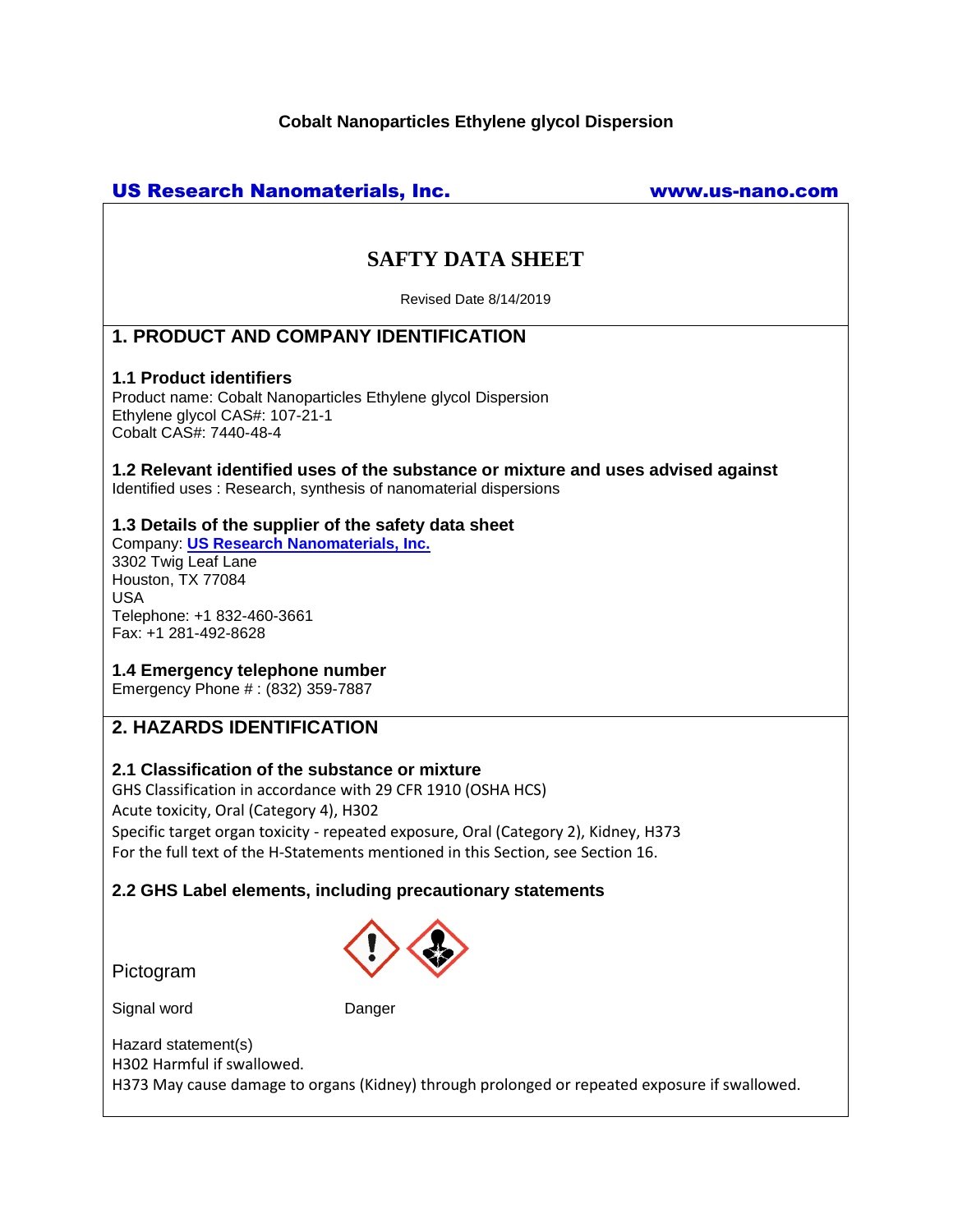**Cobalt Nanoparticles Ethylene glycol Dispersion**

**US Research Nanomaterials, Inc.** www.us-nano.com

# SAFTY DATA SHEET

Revised Date 8/14/2019

## 1. PRODUCT AND COMPANY IDENTIFICATION

### 1.1 Product identifiers

Product name: Cobalt Nanoparticles Ethylene glycol Dispersion
Ethylene glycol CAS#: 107-21-1
Cobalt CAS#: 7440-48-4

### 1.2 Relevant identified uses of the substance or mixture and uses advised against

Identified uses : Research, synthesis of nanomaterial dispersions

### 1.3 Details of the supplier of the safety data sheet

Company: **US Research Nanomaterials, Inc.**
3302 Twig Leaf Lane
Houston, TX 77084
USA
Telephone: +1 832-460-3661
Fax: +1 281-492-8628

### 1.4 Emergency telephone number

Emergency Phone # : (832) 359-7887

## 2. HAZARDS IDENTIFICATION

### 2.1 Classification of the substance or mixture

GHS Classification in accordance with 29 CFR 1910 (OSHA HCS)
Acute toxicity, Oral (Category 4), H302
Specific target organ toxicity - repeated exposure, Oral (Category 2), Kidney, H373
For the full text of the H-Statements mentioned in this Section, see Section 16.

### 2.2 GHS Label elements, including precautionary statements

Pictogram

Signal word Danger

Hazard statement(s)
H302 Harmful if swallowed.
H373 May cause damage to organs (Kidney) through prolonged or repeated exposure if swallowed.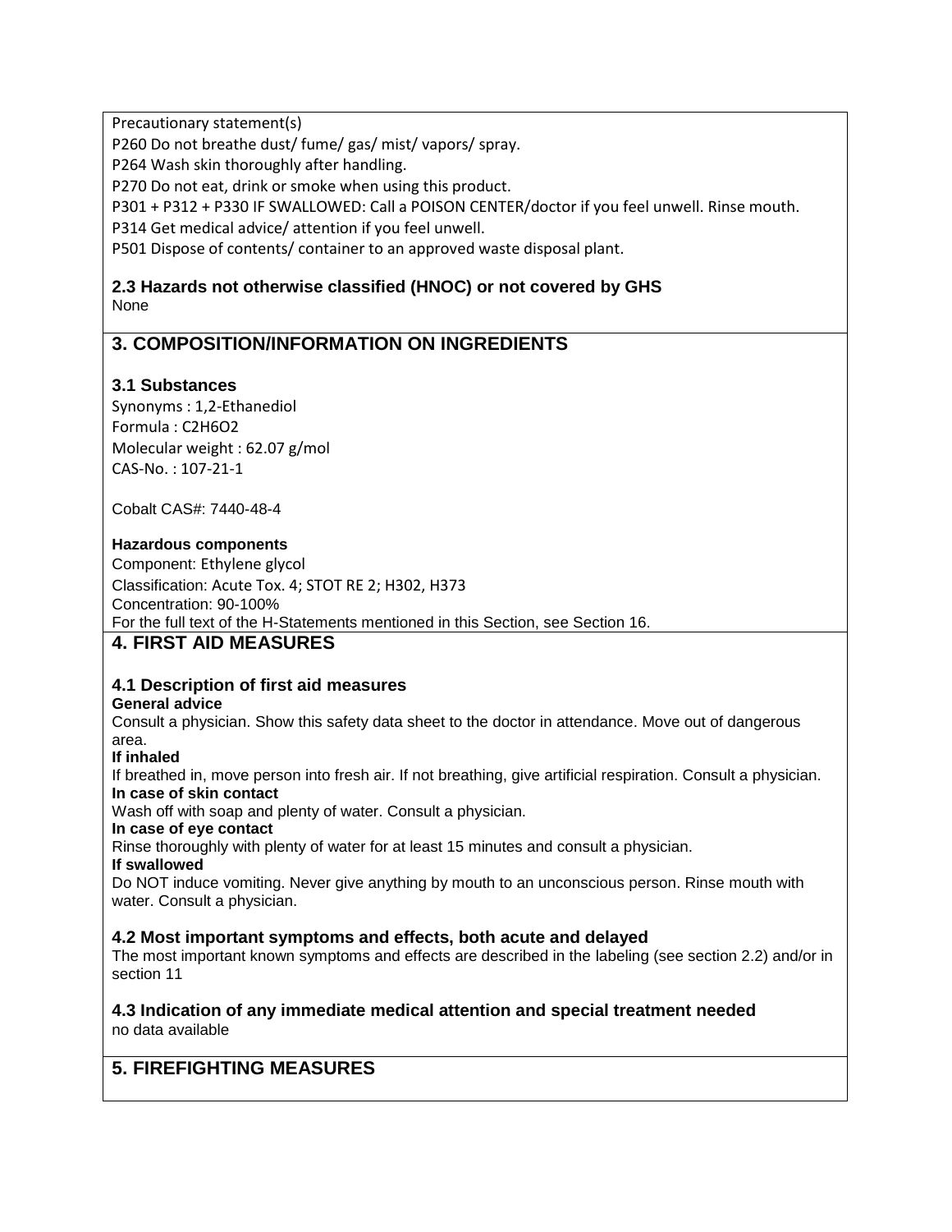Precautionary statement(s)

P260 Do not breathe dust/ fume/ gas/ mist/ vapors/ spray.

P264 Wash skin thoroughly after handling.

P270 Do not eat, drink or smoke when using this product.

P301 + P312 + P330 IF SWALLOWED: Call a POISON CENTER/doctor if you feel unwell. Rinse mouth.

P314 Get medical advice/ attention if you feel unwell.

P501 Dispose of contents/ container to an approved waste disposal plant.

### 2.3 Hazards not otherwise classified (HNOC) or not covered by GHS

None

## 3. COMPOSITION/INFORMATION ON INGREDIENTS

### 3.1 Substances

Synonyms : 1,2-Ethanediol

Formula : $C_2H_6O_2$

Molecular weight : 62.07 g/mol

CAS-No. : 107-21-1

Cobalt CAS#: 7440-48-4

**Hazardous components**

Component: Ethylene glycol

Classification: Acute Tox. 4; STOT RE 2; H302, H373

Concentration: 90-100%

For the full text of the H-Statements mentioned in this Section, see Section 16.

## 4. FIRST AID MEASURES

### 4.1 Description of first aid measures

**General advice**

Consult a physician. Show this safety data sheet to the doctor in attendance. Move out of dangerous area.

**If inhaled**

If breathed in, move person into fresh air. If not breathing, give artificial respiration. Consult a physician.

**In case of skin contact**

Wash off with soap and plenty of water. Consult a physician.

**In case of eye contact**

Rinse thoroughly with plenty of water for at least 15 minutes and consult a physician.

**If swallowed**

Do NOT induce vomiting. Never give anything by mouth to an unconscious person. Rinse mouth with water. Consult a physician.

### 4.2 Most important symptoms and effects, both acute and delayed

The most important known symptoms and effects are described in the labeling (see section 2.2) and/or in section 11

### 4.3 Indication of any immediate medical attention and special treatment needed

no data available

## 5. FIREFIGHTING MEASURES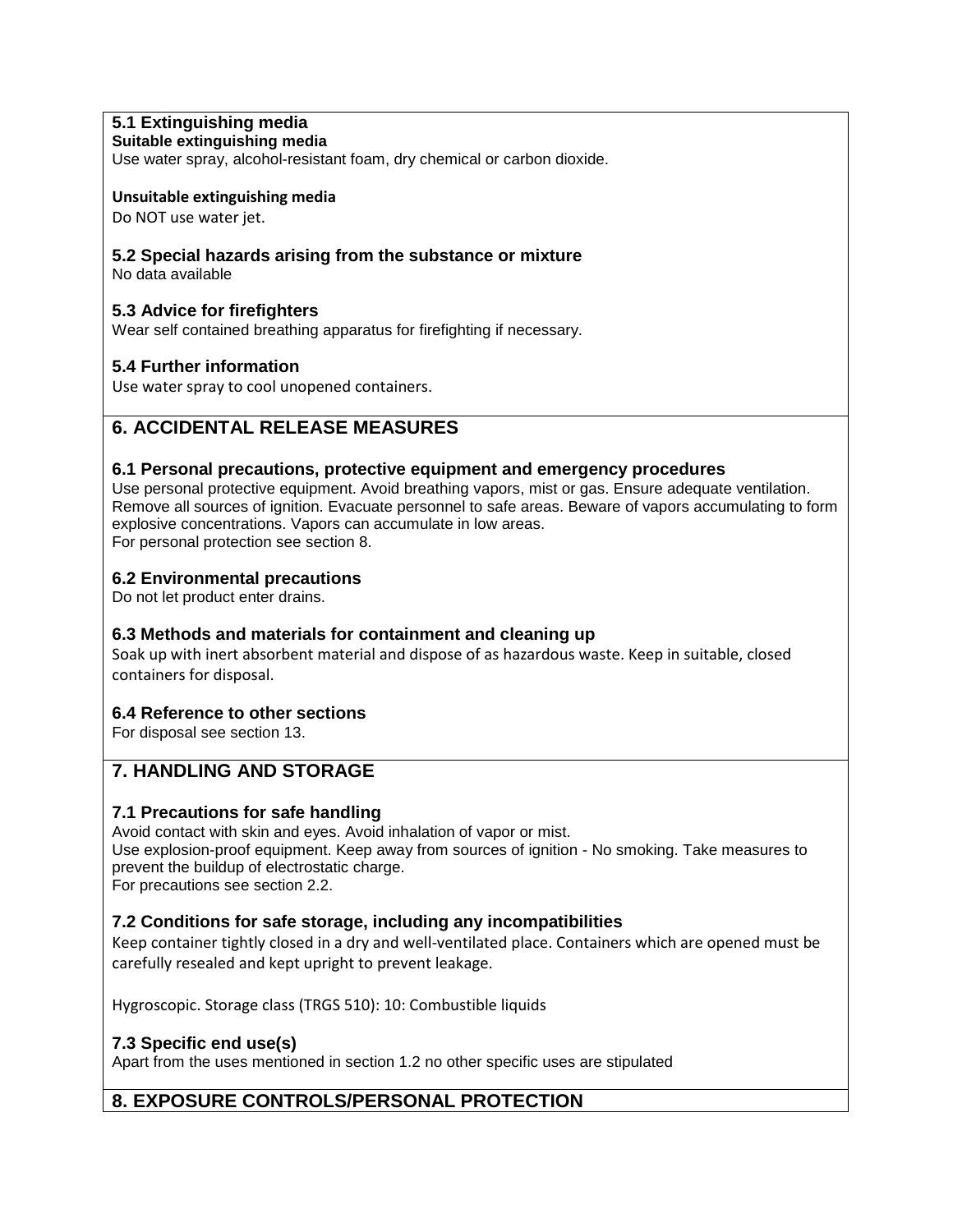### 5.1 Extinguishing media

**Suitable extinguishing media**

Use water spray, alcohol-resistant foam, dry chemical or carbon dioxide.

**Unsuitable extinguishing media**

Do NOT use water jet.

### 5.2 Special hazards arising from the substance or mixture

No data available

### 5.3 Advice for firefighters

Wear self contained breathing apparatus for firefighting if necessary.

### 5.4 Further information

Use water spray to cool unopened containers.

## 6. ACCIDENTAL RELEASE MEASURES

### 6.1 Personal precautions, protective equipment and emergency procedures

Use personal protective equipment. Avoid breathing vapors, mist or gas. Ensure adequate ventilation. Remove all sources of ignition. Evacuate personnel to safe areas. Beware of vapors accumulating to form explosive concentrations. Vapors can accumulate in low areas.
For personal protection see section 8.

### 6.2 Environmental precautions

Do not let product enter drains.

### 6.3 Methods and materials for containment and cleaning up

Soak up with inert absorbent material and dispose of as hazardous waste. Keep in suitable, closed containers for disposal.

### 6.4 Reference to other sections

For disposal see section 13.

## 7. HANDLING AND STORAGE

### 7.1 Precautions for safe handling

Avoid contact with skin and eyes. Avoid inhalation of vapor or mist.
Use explosion-proof equipment. Keep away from sources of ignition - No smoking. Take measures to prevent the buildup of electrostatic charge.
For precautions see section 2.2.

### 7.2 Conditions for safe storage, including any incompatibilities

Keep container tightly closed in a dry and well-ventilated place. Containers which are opened must be carefully resealed and kept upright to prevent leakage.

Hygroscopic. Storage class (TRGS 510): 10: Combustible liquids

### 7.3 Specific end use(s)

Apart from the uses mentioned in section 1.2 no other specific uses are stipulated

## 8. EXPOSURE CONTROLS/PERSONAL PROTECTION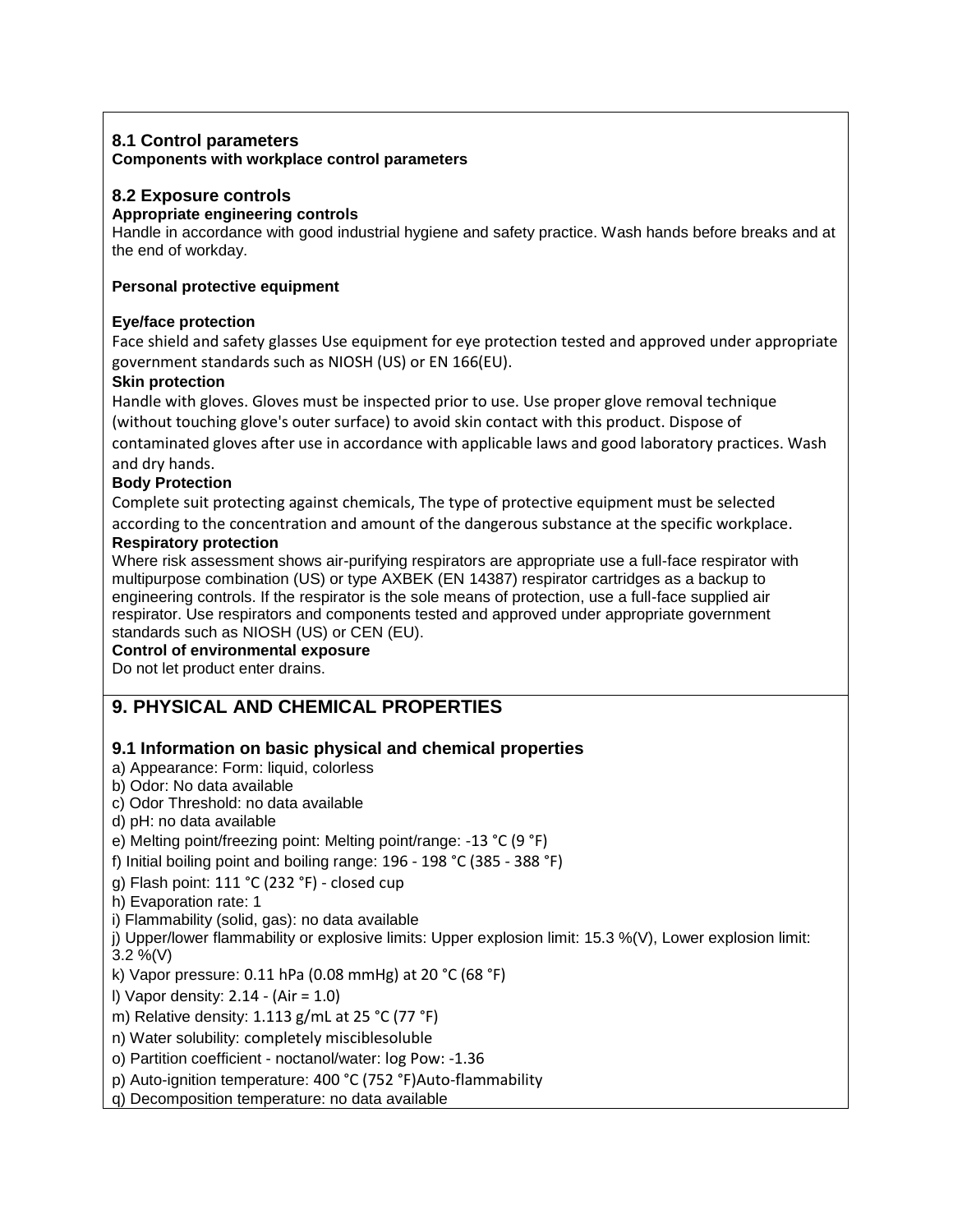### 8.1 Control parameters

**Components with workplace control parameters**

### 8.2 Exposure controls

**Appropriate engineering controls**

Handle in accordance with good industrial hygiene and safety practice. Wash hands before breaks and at the end of workday.

**Personal protective equipment**

**Eye/face protection**

Face shield and safety glasses Use equipment for eye protection tested and approved under appropriate government standards such as NIOSH (US) or EN 166(EU).

**Skin protection**

Handle with gloves. Gloves must be inspected prior to use. Use proper glove removal technique (without touching glove's outer surface) to avoid skin contact with this product. Dispose of contaminated gloves after use in accordance with applicable laws and good laboratory practices. Wash and dry hands.

**Body Protection**

Complete suit protecting against chemicals, The type of protective equipment must be selected according to the concentration and amount of the dangerous substance at the specific workplace.

**Respiratory protection**

Where risk assessment shows air-purifying respirators are appropriate use a full-face respirator with multipurpose combination (US) or type AXBEK (EN 14387) respirator cartridges as a backup to engineering controls. If the respirator is the sole means of protection, use a full-face supplied air respirator. Use respirators and components tested and approved under appropriate government standards such as NIOSH (US) or CEN (EU).

**Control of environmental exposure**

Do not let product enter drains.

## 9. PHYSICAL AND CHEMICAL PROPERTIES

### 9.1 Information on basic physical and chemical properties

a) Appearance: Form: liquid, colorless
b) Odor: No data available
c) Odor Threshold: no data available
d) pH: no data available
e) Melting point/freezing point: Melting point/range: -13 °C (9 °F)
f) Initial boiling point and boiling range: 196 - 198 °C (385 - 388 °F)
g) Flash point: 111 °C (232 °F) - closed cup
h) Evaporation rate: 1
i) Flammability (solid, gas): no data available
j) Upper/lower flammability or explosive limits: Upper explosion limit: 15.3 %(V), Lower explosion limit: 3.2 %(V)
k) Vapor pressure: 0.11 hPa (0.08 mmHg) at 20 °C (68 °F)
l) Vapor density: 2.14 - (Air = 1.0)
m) Relative density: 1.113 g/mL at 25 °C (77 °F)
n) Water solubility: completely misciblesoluble
o) Partition coefficient - noctanol/water: log Pow: -1.36
p) Auto-ignition temperature: 400 °C (752 °F)Auto-flammability
q) Decomposition temperature: no data available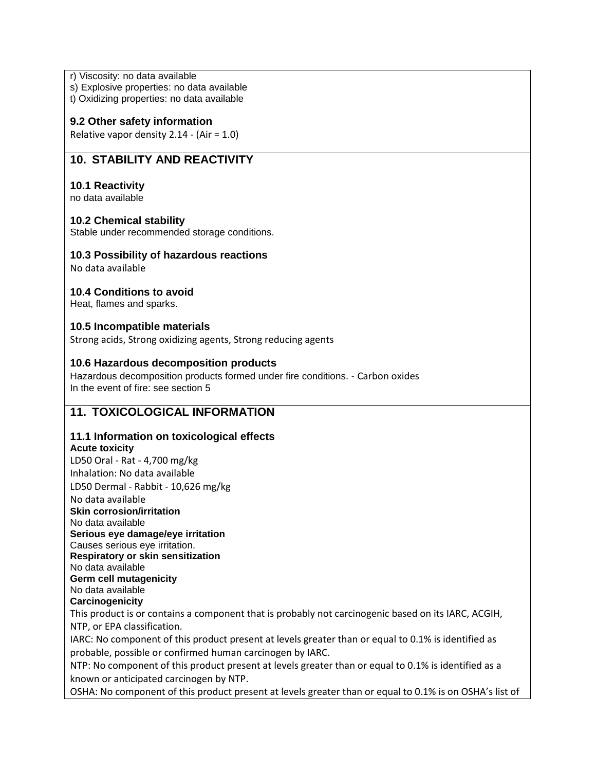r) Viscosity: no data available
s) Explosive properties: no data available
t) Oxidizing properties: no data available

### 9.2 Other safety information

Relative vapor density 2.14 - (Air = 1.0)

## 10. STABILITY AND REACTIVITY

### 10.1 Reactivity

no data available

### 10.2 Chemical stability

Stable under recommended storage conditions.

### 10.3 Possibility of hazardous reactions

No data available

### 10.4 Conditions to avoid

Heat, flames and sparks.

### 10.5 Incompatible materials

Strong acids, Strong oxidizing agents, Strong reducing agents

### 10.6 Hazardous decomposition products

Hazardous decomposition products formed under fire conditions. - Carbon oxides
In the event of fire: see section 5

## 11. TOXICOLOGICAL INFORMATION

### 11.1 Information on toxicological effects

**Acute toxicity**
LD50 Oral - Rat - 4,700 mg/kg
Inhalation: No data available
LD50 Dermal - Rabbit - 10,626 mg/kg
No data available

**Skin corrosion/irritation**
No data available

**Serious eye damage/eye irritation**
Causes serious eye irritation.

**Respiratory or skin sensitization**
No data available

**Germ cell mutagenicity**
No data available

**Carcinogenicity**
This product is or contains a component that is probably not carcinogenic based on its IARC, ACGIH, NTP, or EPA classification.
IARC: No component of this product present at levels greater than or equal to 0.1% is identified as probable, possible or confirmed human carcinogen by IARC.
NTP: No component of this product present at levels greater than or equal to 0.1% is identified as a known or anticipated carcinogen by NTP.
OSHA: No component of this product present at levels greater than or equal to 0.1% is on OSHA's list of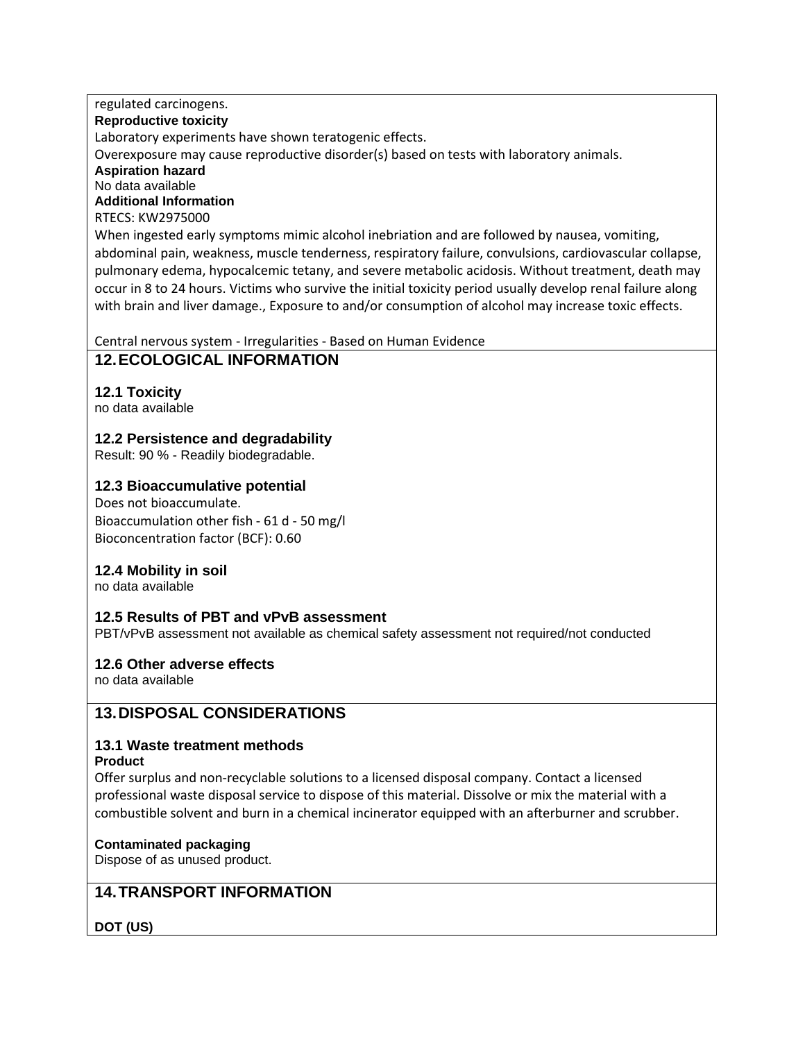regulated carcinogens.

**Reproductive toxicity**

Laboratory experiments have shown teratogenic effects.

Overexposure may cause reproductive disorder(s) based on tests with laboratory animals.

**Aspiration hazard**

No data available

**Additional Information**

RTECS: KW2975000

When ingested early symptoms mimic alcohol inebriation and are followed by nausea, vomiting, abdominal pain, weakness, muscle tenderness, respiratory failure, convulsions, cardiovascular collapse, pulmonary edema, hypocalcemic tetany, and severe metabolic acidosis. Without treatment, death may occur in 8 to 24 hours. Victims who survive the initial toxicity period usually develop renal failure along with brain and liver damage., Exposure to and/or consumption of alcohol may increase toxic effects.

Central nervous system - Irregularities - Based on Human Evidence

## 12. ECOLOGICAL INFORMATION

### 12.1 Toxicity

no data available

### 12.2 Persistence and degradability

Result: 90 % - Readily biodegradable.

### 12.3 Bioaccumulative potential

Does not bioaccumulate.

Bioaccumulation other fish - 61 d - 50 mg/l

Bioconcentration factor (BCF): 0.60

### 12.4 Mobility in soil

no data available

### 12.5 Results of PBT and vPvB assessment

PBT/vPvB assessment not available as chemical safety assessment not required/not conducted

### 12.6 Other adverse effects

no data available

## 13. DISPOSAL CONSIDERATIONS

### 13.1 Waste treatment methods

**Product**

Offer surplus and non-recyclable solutions to a licensed disposal company. Contact a licensed professional waste disposal service to dispose of this material. Dissolve or mix the material with a combustible solvent and burn in a chemical incinerator equipped with an afterburner and scrubber.

**Contaminated packaging**

Dispose of as unused product.

## 14. TRANSPORT INFORMATION

**DOT (US)**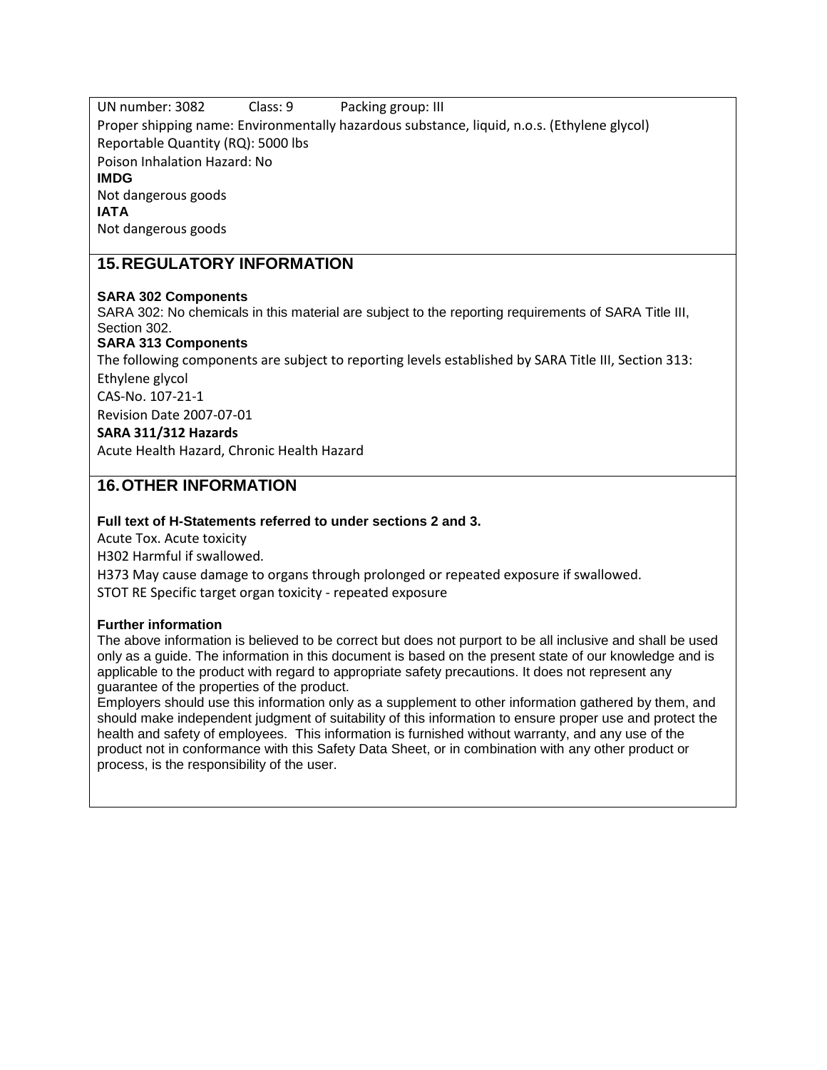UN number: 3082    Class: 9    Packing group: III

Proper shipping name: Environmentally hazardous substance, liquid, n.o.s. (Ethylene glycol)

Reportable Quantity (RQ): 5000 lbs

Poison Inhalation Hazard: No

**IMDG**

Not dangerous goods

**IATA**

Not dangerous goods

## 15. REGULATORY INFORMATION

**SARA 302 Components**

SARA 302: No chemicals in this material are subject to the reporting requirements of SARA Title III, Section 302.

**SARA 313 Components**

The following components are subject to reporting levels established by SARA Title III, Section 313:

Ethylene glycol

CAS-No. 107-21-1

Revision Date 2007-07-01

**SARA 311/312 Hazards**

Acute Health Hazard, Chronic Health Hazard

## 16. OTHER INFORMATION

**Full text of H-Statements referred to under sections 2 and 3.**

Acute Tox. Acute toxicity

H302 Harmful if swallowed.

H373 May cause damage to organs through prolonged or repeated exposure if swallowed.

STOT RE Specific target organ toxicity - repeated exposure

**Further information**

The above information is believed to be correct but does not purport to be all inclusive and shall be used only as a guide. The information in this document is based on the present state of our knowledge and is applicable to the product with regard to appropriate safety precautions. It does not represent any guarantee of the properties of the product.

Employers should use this information only as a supplement to other information gathered by them, and should make independent judgment of suitability of this information to ensure proper use and protect the health and safety of employees. This information is furnished without warranty, and any use of the product not in conformance with this Safety Data Sheet, or in combination with any other product or process, is the responsibility of the user.